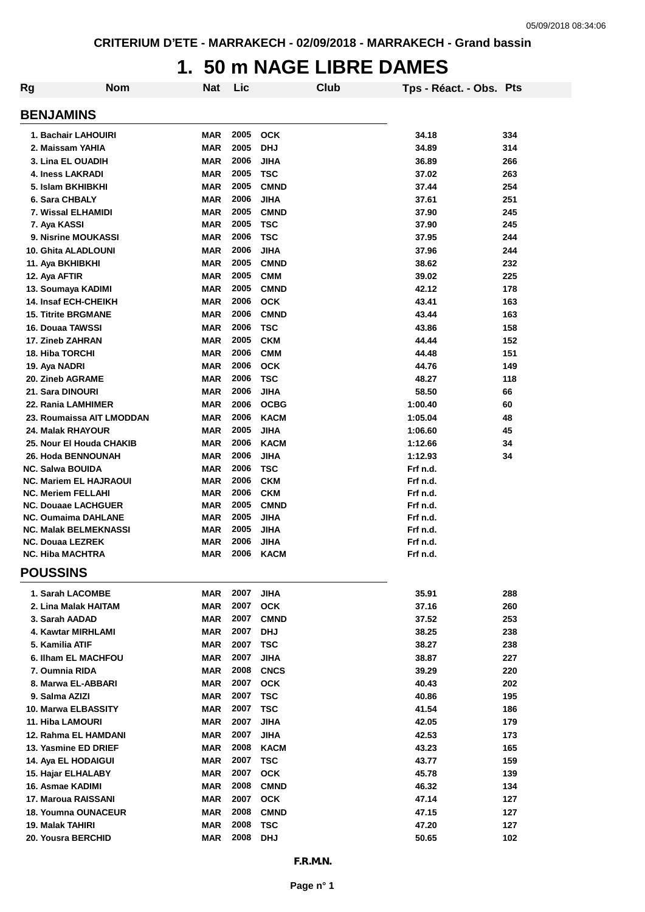CRITERIUM D'ETE - MARRAKECH - 02/09/2018 - MARRAKECH - Grand bassin

# 1. 50 m NAGE LIBRE DAMES

| Rg | Nom | Nat | Lic | Club | Tps - Réact. - Obs. | Pts |
|---|---|---|---|---|---|---|

## BENJAMINS

| Rg | Nom | Nat | Lic | Club | Tps - Réact. - Obs. | Pts |
|---|---|---|---|---|---|---|
| 1. | Bachair LAHOUIRI | MAR | 2005 | OCK | 34.18 | 334 |
| 2. | Maissam YAHIA | MAR | 2005 | DHJ | 34.89 | 314 |
| 3. | Lina EL OUADIH | MAR | 2006 | JIHA | 36.89 | 266 |
| 4. | Iness LAKRADI | MAR | 2005 | TSC | 37.02 | 263 |
| 5. | Islam BKHIBKHI | MAR | 2005 | CMND | 37.44 | 254 |
| 6. | Sara CHBALY | MAR | 2006 | JIHA | 37.61 | 251 |
| 7. | Wissal ELHAMIDI | MAR | 2005 | CMND | 37.90 | 245 |
| 7. | Aya KASSI | MAR | 2005 | TSC | 37.90 | 245 |
| 9. | Nisrine MOUKASSI | MAR | 2006 | TSC | 37.95 | 244 |
| 10. | Ghita ALADLOUNI | MAR | 2006 | JIHA | 37.96 | 244 |
| 11. | Aya BKHIBKHI | MAR | 2005 | CMND | 38.62 | 232 |
| 12. | Aya AFTIR | MAR | 2005 | CMM | 39.02 | 225 |
| 13. | Soumaya KADIMI | MAR | 2005 | CMND | 42.12 | 178 |
| 14. | Insaf ECH-CHEIKH | MAR | 2006 | OCK | 43.41 | 163 |
| 15. | Titrite BRGMANE | MAR | 2006 | CMND | 43.44 | 163 |
| 16. | Douaa TAWSSI | MAR | 2006 | TSC | 43.86 | 158 |
| 17. | Zineb ZAHRAN | MAR | 2005 | CKM | 44.44 | 152 |
| 18. | Hiba TORCHI | MAR | 2006 | CMM | 44.48 | 151 |
| 19. | Aya NADRI | MAR | 2006 | OCK | 44.76 | 149 |
| 20. | Zineb AGRAME | MAR | 2006 | TSC | 48.27 | 118 |
| 21. | Sara DINOURI | MAR | 2006 | JIHA | 58.50 | 66 |
| 22. | Rania LAMHIMER | MAR | 2006 | OCBG | 1:00.40 | 60 |
| 23. | Roumaissa AIT LMODDAN | MAR | 2006 | KACM | 1:05.04 | 48 |
| 24. | Malak RHAYOUR | MAR | 2005 | JIHA | 1:06.60 | 45 |
| 25. | Nour El Houda CHAKIB | MAR | 2006 | KACM | 1:12.66 | 34 |
| 26. | Hoda BENNOUNAH | MAR | 2006 | JIHA | 1:12.93 | 34 |
| NC. | Salwa BOUIDA | MAR | 2006 | TSC | Frf n.d. | |
| NC. | Mariem EL HAJRAOUI | MAR | 2006 | CKM | Frf n.d. | |
| NC. | Meriem FELLAHI | MAR | 2006 | CKM | Frf n.d. | |
| NC. | Douaae LACHGUER | MAR | 2005 | CMND | Frf n.d. | |
| NC. | Oumaima DAHLANE | MAR | 2005 | JIHA | Frf n.d. | |
| NC. | Malak BELMEKNASSI | MAR | 2005 | JIHA | Frf n.d. | |
| NC. | Douaa LEZREK | MAR | 2006 | JIHA | Frf n.d. | |
| NC. | Hiba MACHTRA | MAR | 2006 | KACM | Frf n.d. | |

## POUSSINS

| Rg | Nom | Nat | Lic | Club | Tps - Réact. - Obs. | Pts |
|---|---|---|---|---|---|---|
| 1. | Sarah LACOMBE | MAR | 2007 | JIHA | 35.91 | 288 |
| 2. | Lina Malak HAITAM | MAR | 2007 | OCK | 37.16 | 260 |
| 3. | Sarah AADAD | MAR | 2007 | CMND | 37.52 | 253 |
| 4. | Kawtar MIRHLAMI | MAR | 2007 | DHJ | 38.25 | 238 |
| 5. | Kamilia ATIF | MAR | 2007 | TSC | 38.27 | 238 |
| 6. | Ilham EL MACHFOU | MAR | 2007 | JIHA | 38.87 | 227 |
| 7. | Oumnia RIDA | MAR | 2008 | CNCS | 39.29 | 220 |
| 8. | Marwa EL-ABBARI | MAR | 2007 | OCK | 40.43 | 202 |
| 9. | Salma AZIZI | MAR | 2007 | TSC | 40.86 | 195 |
| 10. | Marwa ELBASSITY | MAR | 2007 | TSC | 41.54 | 186 |
| 11. | Hiba LAMOURI | MAR | 2007 | JIHA | 42.05 | 179 |
| 12. | Rahma EL HAMDANI | MAR | 2007 | JIHA | 42.53 | 173 |
| 13. | Yasmine ED DRIEF | MAR | 2008 | KACM | 43.23 | 165 |
| 14. | Aya EL HODAIGUI | MAR | 2007 | TSC | 43.77 | 159 |
| 15. | Hajar ELHALABY | MAR | 2007 | OCK | 45.78 | 139 |
| 16. | Asmae KADIMI | MAR | 2008 | CMND | 46.32 | 134 |
| 17. | Maroua RAISSANI | MAR | 2007 | OCK | 47.14 | 127 |
| 18. | Youmna OUNACEUR | MAR | 2008 | CMND | 47.15 | 127 |
| 19. | Malak TAHIRI | MAR | 2008 | TSC | 47.20 | 127 |
| 20. | Yousra BERCHID | MAR | 2008 | DHJ | 50.65 | 102 |

F.R.M.N.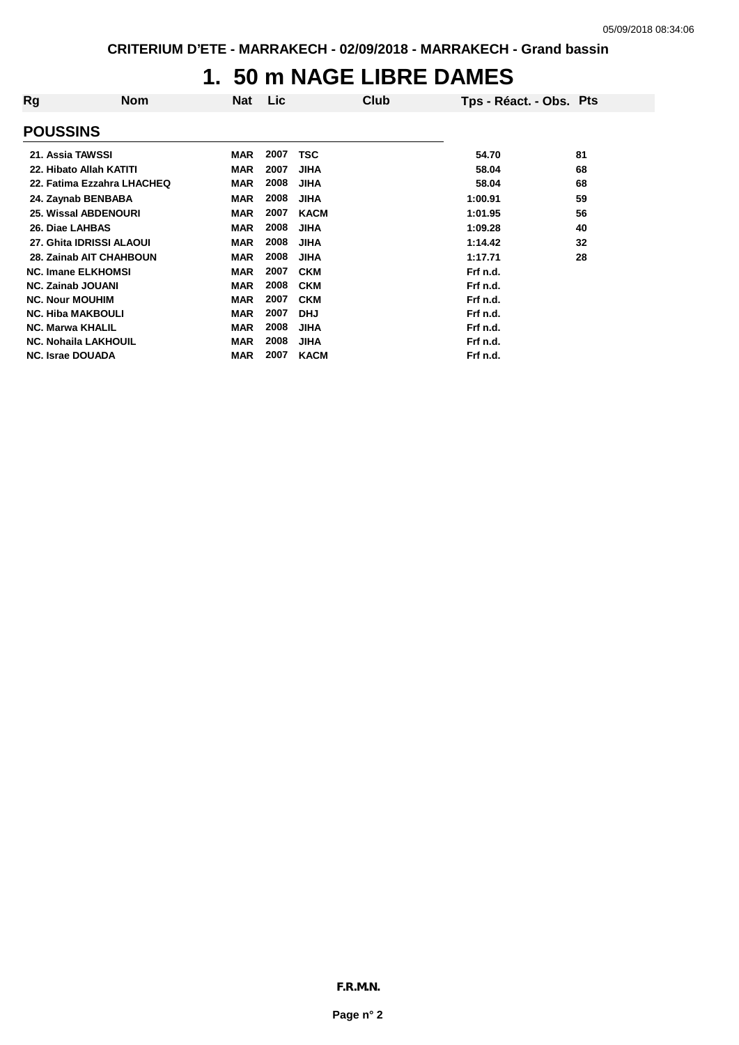CRITERIUM D'ETE - MARRAKECH - 02/09/2018 - MARRAKECH - Grand bassin

# 1. 50 m NAGE LIBRE DAMES

| Rg | Nom | Nat | Lic | Club | Tps - Réact. - Obs. | Pts |
|---|---|---|---|---|---|---|

## POUSSINS

| Rg | Nom | Nat | Lic | Club | Tps - Réact. - Obs. | Pts |
|---|---|---|---|---|---|---|
| 21. | Assia TAWSSI | MAR | 2007 | TSC | 54.70 | 81 |
| 22. | Hibato Allah KATITI | MAR | 2007 | JIHA | 58.04 | 68 |
| 22. | Fatima Ezzahra LHACHEQ | MAR | 2008 | JIHA | 58.04 | 68 |
| 24. | Zaynab BENBABA | MAR | 2008 | JIHA | 1:00.91 | 59 |
| 25. | Wissal ABDENOURI | MAR | 2007 | KACM | 1:01.95 | 56 |
| 26. | Diae LAHBAS | MAR | 2008 | JIHA | 1:09.28 | 40 |
| 27. | Ghita IDRISSI ALAOUI | MAR | 2008 | JIHA | 1:14.42 | 32 |
| 28. | Zainab AIT CHAHBOUN | MAR | 2008 | JIHA | 1:17.71 | 28 |
| NC. | Imane ELKHOMSI | MAR | 2007 | CKM | Frf n.d. | |
| NC. | Zainab JOUANI | MAR | 2008 | CKM | Frf n.d. | |
| NC. | Nour MOUHIM | MAR | 2007 | CKM | Frf n.d. | |
| NC. | Hiba MAKBOULI | MAR | 2007 | DHJ | Frf n.d. | |
| NC. | Marwa KHALIL | MAR | 2008 | JIHA | Frf n.d. | |
| NC. | Nohaila LAKHOUIL | MAR | 2008 | JIHA | Frf n.d. | |
| NC. | Israe DOUADA | MAR | 2007 | KACM | Frf n.d. | |

F.R.M.N.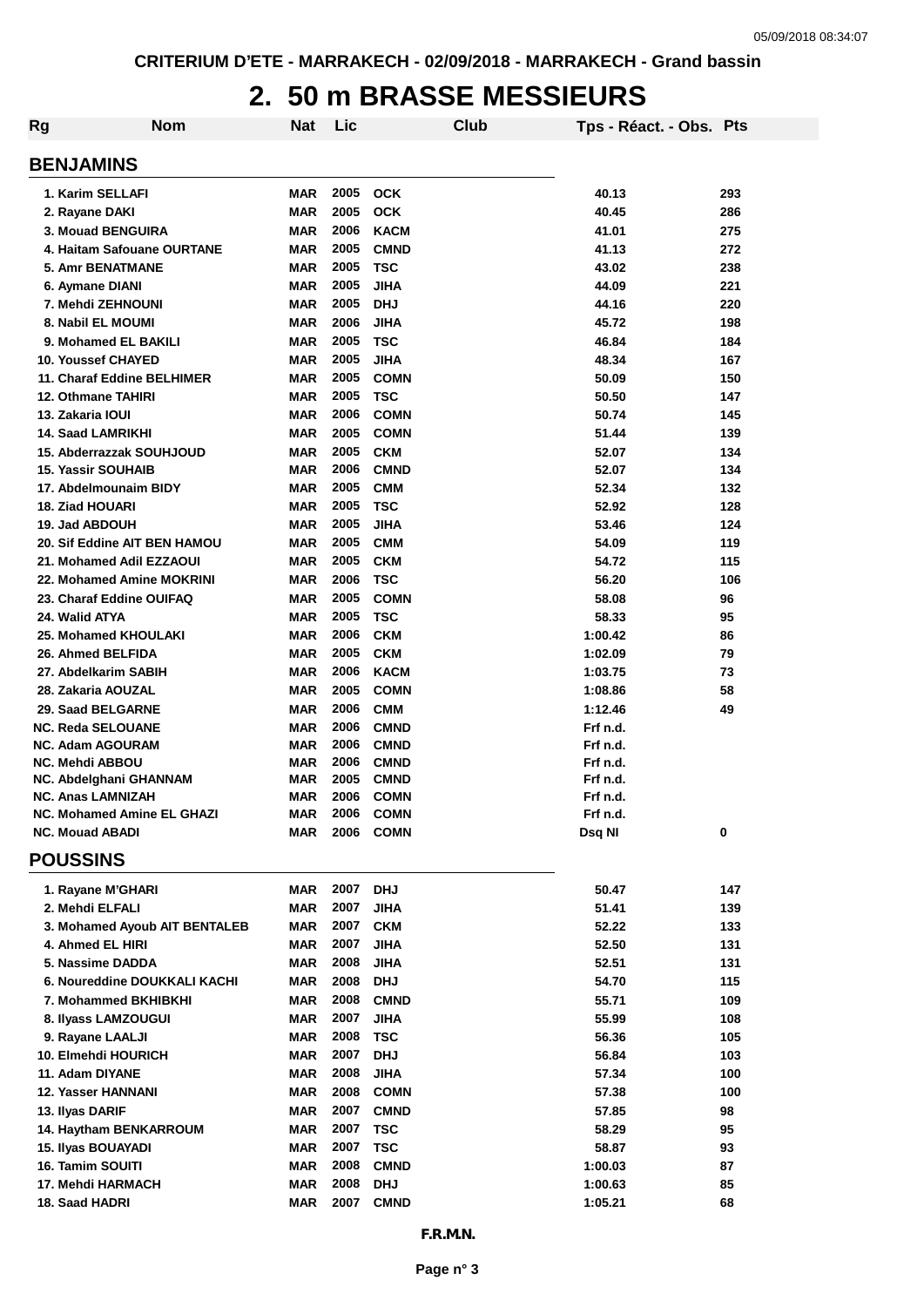CRITERIUM D'ETE - MARRAKECH - 02/09/2018 - MARRAKECH - Grand bassin

# 2. 50 m BRASSE MESSIEURS

| Rg | Nom | Nat | Lic | Club | Tps - Réact. - Obs. | Pts |
|---|---|---|---|---|---|---|

## BENJAMINS

| Rg | Nom | Nat | Lic | Club | Tps - Réact. - Obs. | Pts |
|---|---|---|---|---|---|---|
| 1. | Karim SELLAFI | MAR | 2005 | OCK | 40.13 | 293 |
| 2. | Rayane DAKI | MAR | 2005 | OCK | 40.45 | 286 |
| 3. | Mouad BENGUIRA | MAR | 2006 | KACM | 41.01 | 275 |
| 4. | Haitam Safouane OURTANE | MAR | 2005 | CMND | 41.13 | 272 |
| 5. | Amr BENATMANE | MAR | 2005 | TSC | 43.02 | 238 |
| 6. | Aymane DIANI | MAR | 2005 | JIHA | 44.09 | 221 |
| 7. | Mehdi ZEHNOUNI | MAR | 2005 | DHJ | 44.16 | 220 |
| 8. | Nabil EL MOUMI | MAR | 2006 | JIHA | 45.72 | 198 |
| 9. | Mohamed EL BAKILI | MAR | 2005 | TSC | 46.84 | 184 |
| 10. | Youssef CHAYED | MAR | 2005 | JIHA | 48.34 | 167 |
| 11. | Charaf Eddine BELHIMER | MAR | 2005 | COMN | 50.09 | 150 |
| 12. | Othmane TAHIRI | MAR | 2005 | TSC | 50.50 | 147 |
| 13. | Zakaria IOUI | MAR | 2006 | COMN | 50.74 | 145 |
| 14. | Saad LAMRIKHI | MAR | 2005 | COMN | 51.44 | 139 |
| 15. | Abderrazzak SOUHJOUD | MAR | 2005 | CKM | 52.07 | 134 |
| 15. | Yassir SOUHAIB | MAR | 2006 | CMND | 52.07 | 134 |
| 17. | Abdelmounaim BIDY | MAR | 2005 | CMM | 52.34 | 132 |
| 18. | Ziad HOUARI | MAR | 2005 | TSC | 52.92 | 128 |
| 19. | Jad ABDOUH | MAR | 2005 | JIHA | 53.46 | 124 |
| 20. | Sif Eddine AIT BEN HAMOU | MAR | 2005 | CMM | 54.09 | 119 |
| 21. | Mohamed Adil EZZAOUI | MAR | 2005 | CKM | 54.72 | 115 |
| 22. | Mohamed Amine MOKRINI | MAR | 2006 | TSC | 56.20 | 106 |
| 23. | Charaf Eddine OUIFAQ | MAR | 2005 | COMN | 58.08 | 96 |
| 24. | Walid ATYA | MAR | 2005 | TSC | 58.33 | 95 |
| 25. | Mohamed KHOULAKI | MAR | 2006 | CKM | 1:00.42 | 86 |
| 26. | Ahmed BELFIDA | MAR | 2005 | CKM | 1:02.09 | 79 |
| 27. | Abdelkarim SABIH | MAR | 2006 | KACM | 1:03.75 | 73 |
| 28. | Zakaria AOUZAL | MAR | 2005 | COMN | 1:08.86 | 58 |
| 29. | Saad BELGARNE | MAR | 2006 | CMM | 1:12.46 | 49 |
| NC. | Reda SELOUANE | MAR | 2006 | CMND | Frf n.d. | |
| NC. | Adam AGOURAM | MAR | 2006 | CMND | Frf n.d. | |
| NC. | Mehdi ABBOU | MAR | 2006 | CMND | Frf n.d. | |
| NC. | Abdelghani GHANNAM | MAR | 2005 | CMND | Frf n.d. | |
| NC. | Anas LAMNIZAH | MAR | 2006 | COMN | Frf n.d. | |
| NC. | Mohamed Amine EL GHAZI | MAR | 2006 | COMN | Frf n.d. | |
| NC. | Mouad ABADI | MAR | 2006 | COMN | Dsq NI | 0 |

## POUSSINS

| Rg | Nom | Nat | Lic | Club | Tps - Réact. - Obs. | Pts |
|---|---|---|---|---|---|---|
| 1. | Rayane M'GHARI | MAR | 2007 | DHJ | 50.47 | 147 |
| 2. | Mehdi ELFALI | MAR | 2007 | JIHA | 51.41 | 139 |
| 3. | Mohamed Ayoub AIT BENTALEB | MAR | 2007 | CKM | 52.22 | 133 |
| 4. | Ahmed EL HIRI | MAR | 2007 | JIHA | 52.50 | 131 |
| 5. | Nassime DADDA | MAR | 2008 | JIHA | 52.51 | 131 |
| 6. | Noureddine DOUKKALI KACHI | MAR | 2008 | DHJ | 54.70 | 115 |
| 7. | Mohammed BKHIBKHI | MAR | 2008 | CMND | 55.71 | 109 |
| 8. | Ilyass LAMZOUGUI | MAR | 2007 | JIHA | 55.99 | 108 |
| 9. | Rayane LAALJI | MAR | 2008 | TSC | 56.36 | 105 |
| 10. | Elmehdi HOURICH | MAR | 2007 | DHJ | 56.84 | 103 |
| 11. | Adam DIYANE | MAR | 2008 | JIHA | 57.34 | 100 |
| 12. | Yasser HANNANI | MAR | 2008 | COMN | 57.38 | 100 |
| 13. | Ilyas DARIF | MAR | 2007 | CMND | 57.85 | 98 |
| 14. | Haytham BENKARROUM | MAR | 2007 | TSC | 58.29 | 95 |
| 15. | Ilyas BOUAYADI | MAR | 2007 | TSC | 58.87 | 93 |
| 16. | Tamim SOUITI | MAR | 2008 | CMND | 1:00.03 | 87 |
| 17. | Mehdi HARMACH | MAR | 2008 | DHJ | 1:00.63 | 85 |
| 18. | Saad HADRI | MAR | 2007 | CMND | 1:05.21 | 68 |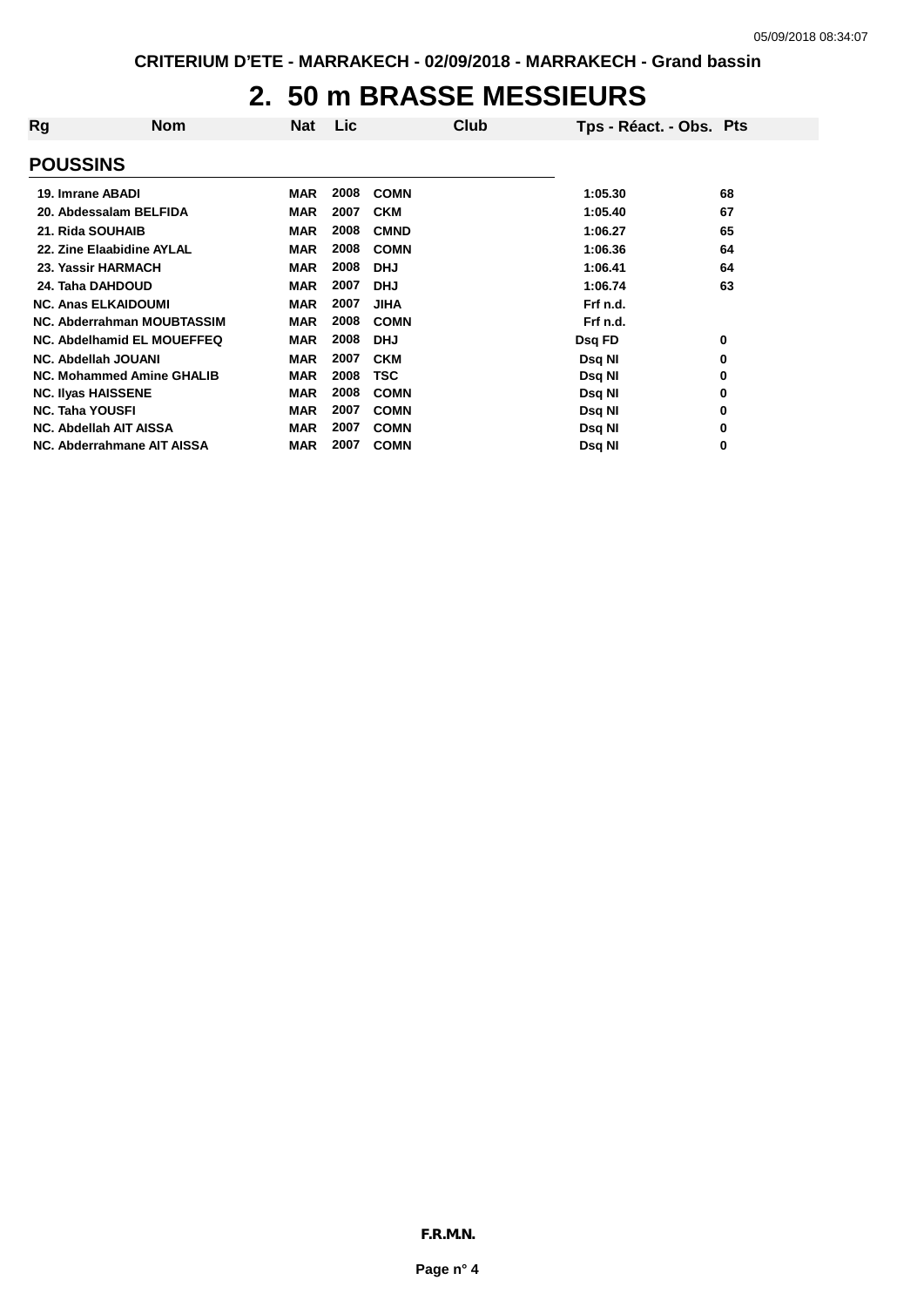# 2. 50 m BRASSE MESSIEURS

| Rg | Nom | Nat | Lic | Club | Tps - Réact. - Obs. | Pts |
|---|---|---|---|---|---|---|
| **POUSSINS** | | | | | | |
| 19. | Imrane ABADI | MAR | 2008 | COMN | 1:05.30 | 68 |
| 20. | Abdessalam BELFIDA | MAR | 2007 | CKM | 1:05.40 | 67 |
| 21. | Rida SOUHAIB | MAR | 2008 | CMND | 1:06.27 | 65 |
| 22. | Zine Elaabidine AYLAL | MAR | 2008 | COMN | 1:06.36 | 64 |
| 23. | Yassir HARMACH | MAR | 2008 | DHJ | 1:06.41 | 64 |
| 24. | Taha DAHDOUD | MAR | 2007 | DHJ | 1:06.74 | 63 |
| NC. | Anas ELKAIDOUMI | MAR | 2007 | JIHA | Frf n.d. | |
| NC. | Abderrahman MOUBTASSIM | MAR | 2008 | COMN | Frf n.d. | |
| NC. | Abdelhamid EL MOUEFFEQ | MAR | 2008 | DHJ | Dsq FD | 0 |
| NC. | Abdellah JOUANI | MAR | 2007 | CKM | Dsq NI | 0 |
| NC. | Mohammed Amine GHALIB | MAR | 2008 | TSC | Dsq NI | 0 |
| NC. | Ilyas HAISSENE | MAR | 2008 | COMN | Dsq NI | 0 |
| NC. | Taha YOUSFI | MAR | 2007 | COMN | Dsq NI | 0 |
| NC. | Abdellah AIT AISSA | MAR | 2007 | COMN | Dsq NI | 0 |
| NC. | Abderrahmane AIT AISSA | MAR | 2007 | COMN | Dsq NI | 0 |

F.R.M.N.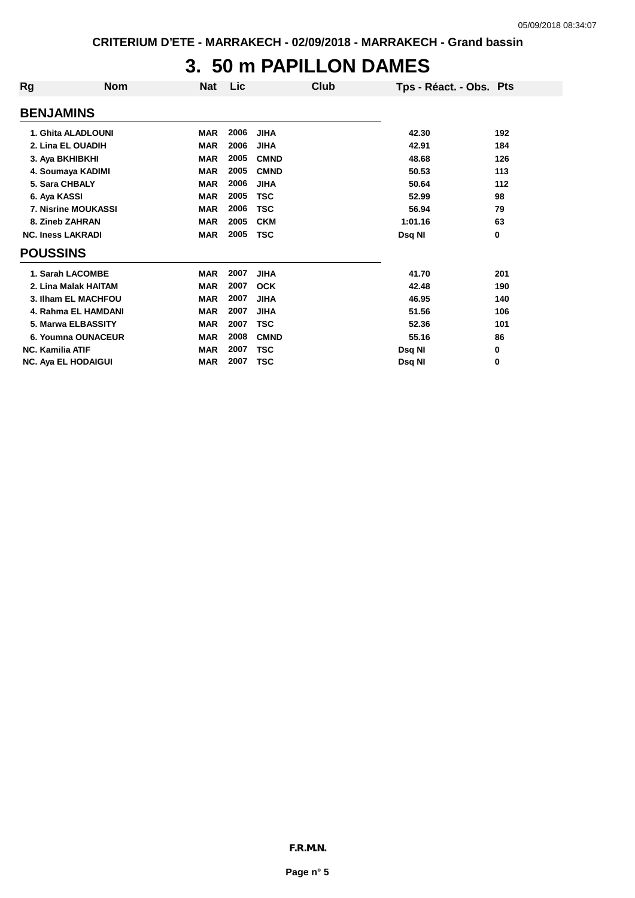# 3. 50 m PAPILLON DAMES

| Rg | Nom | Nat | Lic | Club | Tps - Réact. - Obs. | Pts |
|---|---|---|---|---|---|---|
| **BENJAMINS** | | | | | | |
| 1. | Ghita ALADLOUNI | MAR | 2006 | JIHA | 42.30 | 192 |
| 2. | Lina EL OUADIH | MAR | 2006 | JIHA | 42.91 | 184 |
| 3. | Aya BKHIBKHI | MAR | 2005 | CMND | 48.68 | 126 |
| 4. | Soumaya KADIMI | MAR | 2005 | CMND | 50.53 | 113 |
| 5. | Sara CHBALY | MAR | 2006 | JIHA | 50.64 | 112 |
| 6. | Aya KASSI | MAR | 2005 | TSC | 52.99 | 98 |
| 7. | Nisrine MOUKASSI | MAR | 2006 | TSC | 56.94 | 79 |
| 8. | Zineb ZAHRAN | MAR | 2005 | CKM | 1:01.16 | 63 |
| NC. | Iness LAKRADI | MAR | 2005 | TSC | Dsq NI | 0 |
| **POUSSINS** | | | | | | |
| 1. | Sarah LACOMBE | MAR | 2007 | JIHA | 41.70 | 201 |
| 2. | Lina Malak HAITAM | MAR | 2007 | OCK | 42.48 | 190 |
| 3. | Ilham EL MACHFOU | MAR | 2007 | JIHA | 46.95 | 140 |
| 4. | Rahma EL HAMDANI | MAR | 2007 | JIHA | 51.56 | 106 |
| 5. | Marwa ELBASSITY | MAR | 2007 | TSC | 52.36 | 101 |
| 6. | Youmna OUNACEUR | MAR | 2008 | CMND | 55.16 | 86 |
| NC. | Kamilia ATIF | MAR | 2007 | TSC | Dsq NI | 0 |
| NC. | Aya EL HODAIGUI | MAR | 2007 | TSC | Dsq NI | 0 |

F.R.M.N.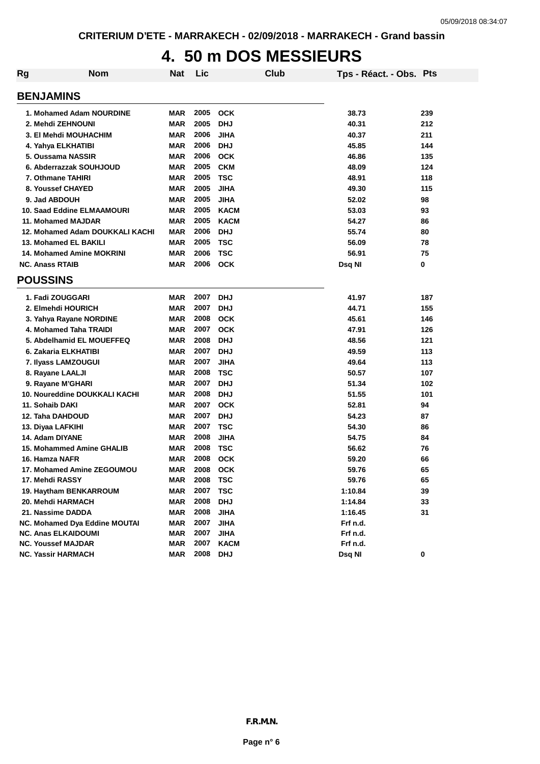# 4. 50 m DOS MESSIEURS

| Rg | Nom | Nat | Lic | Club | Tps - Réact. - Obs. | Pts |
|---|---|---|---|---|---|---|

## BENJAMINS

| Rg | Nom | Nat | Lic | Club | Tps - Réact. - Obs. | Pts |
|---|---|---|---|---|---|---|
| 1. | Mohamed Adam NOURDINE | MAR | 2005 | OCK | 38.73 | 239 |
| 2. | Mehdi ZEHNOUNI | MAR | 2005 | DHJ | 40.31 | 212 |
| 3. | El Mehdi MOUHACHIM | MAR | 2006 | JIHA | 40.37 | 211 |
| 4. | Yahya ELKHATIBI | MAR | 2006 | DHJ | 45.85 | 144 |
| 5. | Oussama NASSIR | MAR | 2006 | OCK | 46.86 | 135 |
| 6. | Abderrazzak SOUHJOUD | MAR | 2005 | CKM | 48.09 | 124 |
| 7. | Othmane TAHIRI | MAR | 2005 | TSC | 48.91 | 118 |
| 8. | Youssef CHAYED | MAR | 2005 | JIHA | 49.30 | 115 |
| 9. | Jad ABDOUH | MAR | 2005 | JIHA | 52.02 | 98 |
| 10. | Saad Eddine ELMAAMOURI | MAR | 2005 | KACM | 53.03 | 93 |
| 11. | Mohamed MAJDAR | MAR | 2005 | KACM | 54.27 | 86 |
| 12. | Mohamed Adam DOUKKALI KACHI | MAR | 2006 | DHJ | 55.74 | 80 |
| 13. | Mohamed EL BAKILI | MAR | 2005 | TSC | 56.09 | 78 |
| 14. | Mohamed Amine MOKRINI | MAR | 2006 | TSC | 56.91 | 75 |
| NC. | Anass RTAIB | MAR | 2006 | OCK | Dsq NI | 0 |

## POUSSINS

| Rg | Nom | Nat | Lic | Club | Tps - Réact. - Obs. | Pts |
|---|---|---|---|---|---|---|
| 1. | Fadi ZOUGGARI | MAR | 2007 | DHJ | 41.97 | 187 |
| 2. | Elmehdi HOURICH | MAR | 2007 | DHJ | 44.71 | 155 |
| 3. | Yahya Rayane NORDINE | MAR | 2008 | OCK | 45.61 | 146 |
| 4. | Mohamed Taha TRAIDI | MAR | 2007 | OCK | 47.91 | 126 |
| 5. | Abdelhamid EL MOUEFFEQ | MAR | 2008 | DHJ | 48.56 | 121 |
| 6. | Zakaria ELKHATIBI | MAR | 2007 | DHJ | 49.59 | 113 |
| 7. | Ilyass LAMZOUGUI | MAR | 2007 | JIHA | 49.64 | 113 |
| 8. | Rayane LAALJI | MAR | 2008 | TSC | 50.57 | 107 |
| 9. | Rayane M'GHARI | MAR | 2007 | DHJ | 51.34 | 102 |
| 10. | Noureddine DOUKKALI KACHI | MAR | 2008 | DHJ | 51.55 | 101 |
| 11. | Sohaib DAKI | MAR | 2007 | OCK | 52.81 | 94 |
| 12. | Taha DAHDOUD | MAR | 2007 | DHJ | 54.23 | 87 |
| 13. | Diyaa LAFKIHI | MAR | 2007 | TSC | 54.30 | 86 |
| 14. | Adam DIYANE | MAR | 2008 | JIHA | 54.75 | 84 |
| 15. | Mohammed Amine GHALIB | MAR | 2008 | TSC | 56.62 | 76 |
| 16. | Hamza NAFR | MAR | 2008 | OCK | 59.20 | 66 |
| 17. | Mohamed Amine ZEGOUMOU | MAR | 2008 | OCK | 59.76 | 65 |
| 17. | Mehdi RASSY | MAR | 2008 | TSC | 59.76 | 65 |
| 19. | Haytham BENKARROUM | MAR | 2007 | TSC | 1:10.84 | 39 |
| 20. | Mehdi HARMACH | MAR | 2008 | DHJ | 1:14.84 | 33 |
| 21. | Nassime DADDA | MAR | 2008 | JIHA | 1:16.45 | 31 |
| NC. | Mohamed Dya Eddine MOUTAI | MAR | 2007 | JIHA | Frf n.d. | |
| NC. | Anas ELKAIDOUMI | MAR | 2007 | JIHA | Frf n.d. | |
| NC. | Youssef MAJDAR | MAR | 2007 | KACM | Frf n.d. | |
| NC. | Yassir HARMACH | MAR | 2008 | DHJ | Dsq NI | 0 |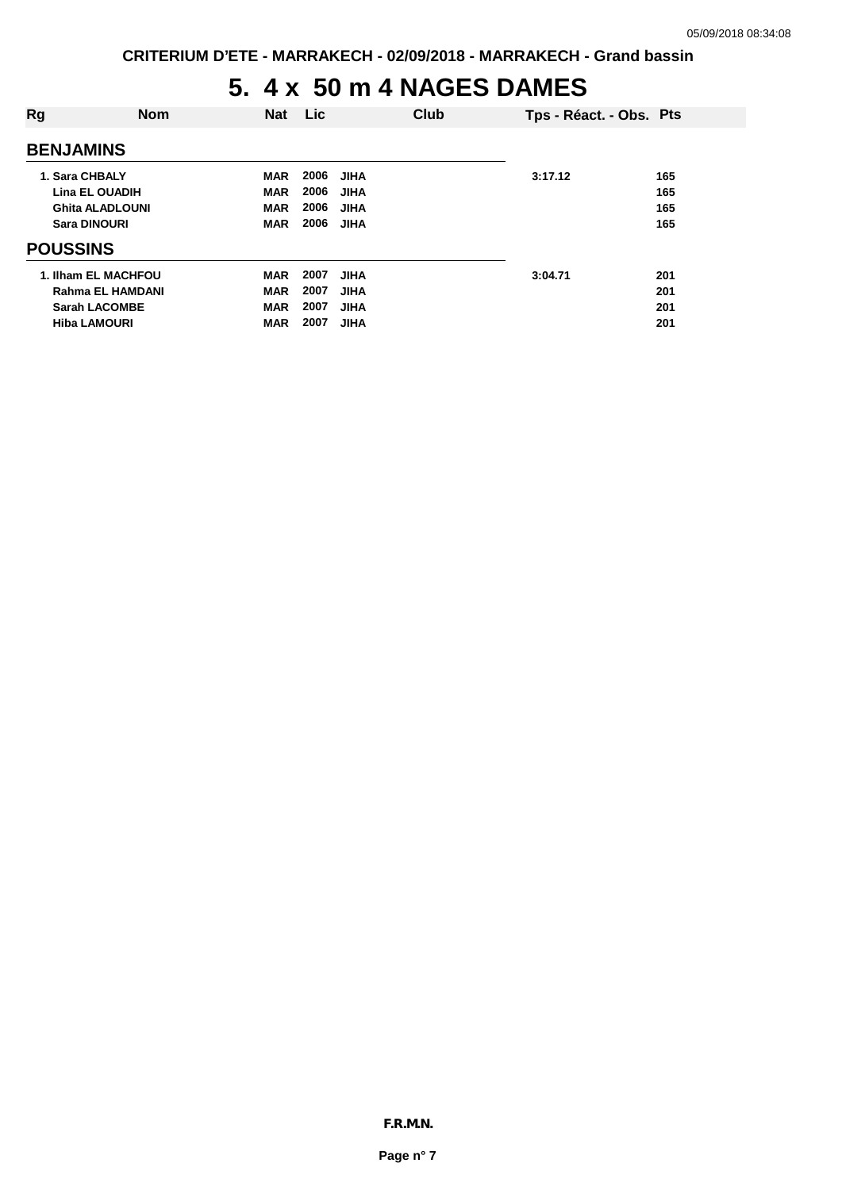# 5. 4 x 50 m 4 NAGES DAMES

| Rg | Nom | Nat | Lic | Club | Tps - Réact. - Obs. | Pts |
|---|---|---|---|---|---|---|
| **BENJAMINS** | | | | | | |
| 1. | Sara CHBALY | MAR | 2006 | JIHA | 3:17.12 | 165 |
| | Lina EL OUADIH | MAR | 2006 | JIHA | | 165 |
| | Ghita ALADLOUNI | MAR | 2006 | JIHA | | 165 |
| | Sara DINOURI | MAR | 2006 | JIHA | | 165 |
| **POUSSINS** | | | | | | |
| 1. | Ilham EL MACHFOU | MAR | 2007 | JIHA | 3:04.71 | 201 |
| | Rahma EL HAMDANI | MAR | 2007 | JIHA | | 201 |
| | Sarah LACOMBE | MAR | 2007 | JIHA | | 201 |
| | Hiba LAMOURI | MAR | 2007 | JIHA | | 201 |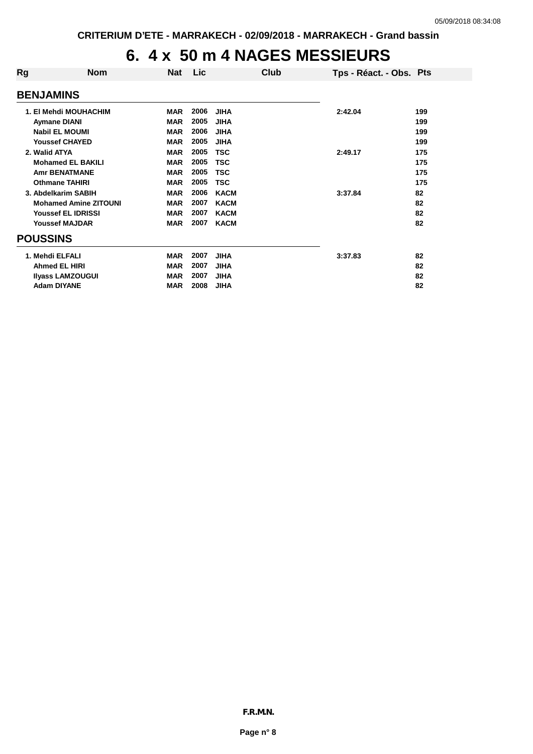# 6. 4 x 50 m 4 NAGES MESSIEURS

| Rg | Nom | Nat | Lic | Club | Tps - Réact. - Obs. | Pts |
|---|---|---|---|---|---|---|
| **BENJAMINS** | | | | | | |
| 1. | El Mehdi MOUHACHIM | MAR | 2006 | JIHA | 2:42.04 | 199 |
| | Aymane DIANI | MAR | 2005 | JIHA | | 199 |
| | Nabil EL MOUMI | MAR | 2006 | JIHA | | 199 |
| | Youssef CHAYED | MAR | 2005 | JIHA | | 199 |
| 2. | Walid ATYA | MAR | 2005 | TSC | 2:49.17 | 175 |
| | Mohamed EL BAKILI | MAR | 2005 | TSC | | 175 |
| | Amr BENATMANE | MAR | 2005 | TSC | | 175 |
| | Othmane TAHIRI | MAR | 2005 | TSC | | 175 |
| 3. | Abdelkarim SABIH | MAR | 2006 | KACM | 3:37.84 | 82 |
| | Mohamed Amine ZITOUNI | MAR | 2007 | KACM | | 82 |
| | Youssef EL IDRISSI | MAR | 2007 | KACM | | 82 |
| | Youssef MAJDAR | MAR | 2007 | KACM | | 82 |
| **POUSSINS** | | | | | | |
| 1. | Mehdi ELFALI | MAR | 2007 | JIHA | 3:37.83 | 82 |
| | Ahmed EL HIRI | MAR | 2007 | JIHA | | 82 |
| | Ilyass LAMZOUGUI | MAR | 2007 | JIHA | | 82 |
| | Adam DIYANE | MAR | 2008 | JIHA | | 82 |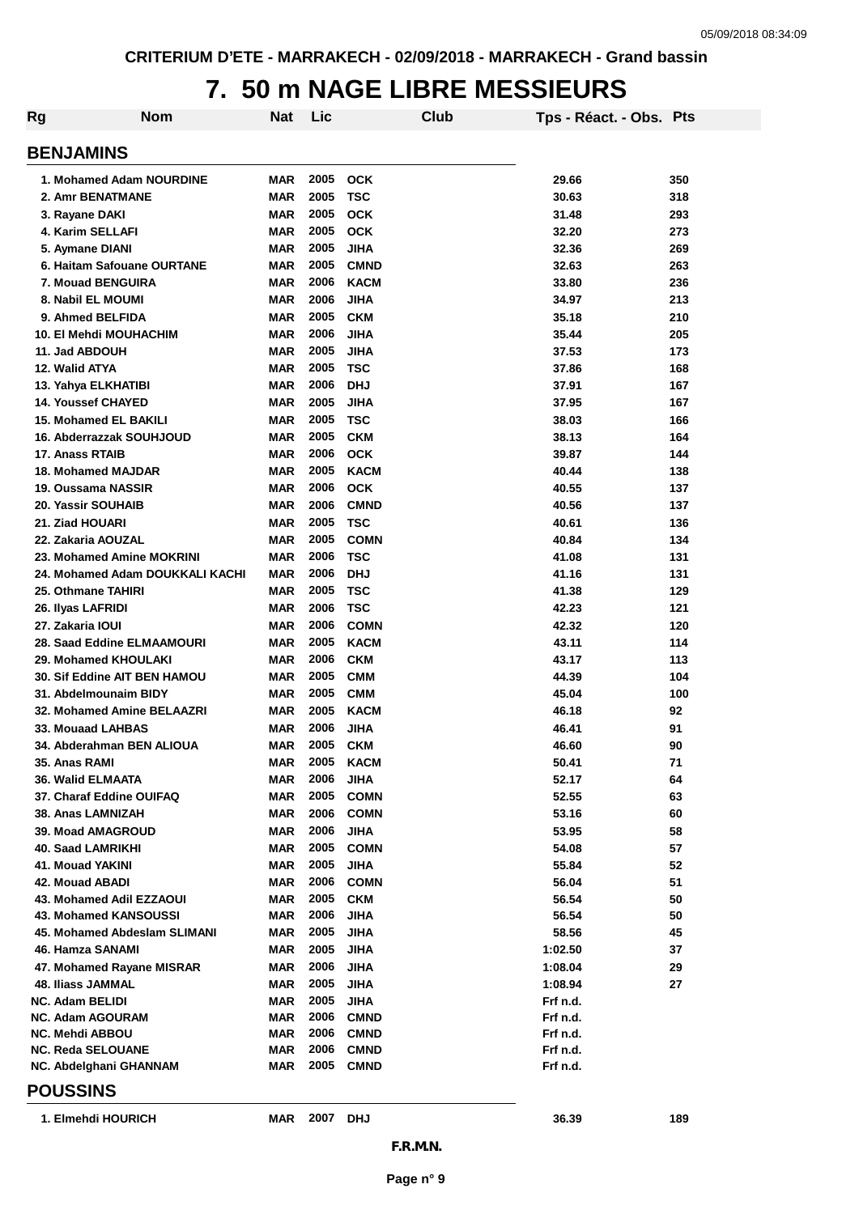# 7. 50 m NAGE LIBRE MESSIEURS

CRITERIUM D'ETE - MARRAKECH - 02/09/2018 - MARRAKECH - Grand bassin

| Rg | Nom | Nat | Lic | Club | Tps - Réact. - Obs. | Pts |
|---|---|---|---|---|---|---|
| **BENJAMINS** | | | | | | |
| 1. | Mohamed Adam NOURDINE | MAR | 2005 | OCK | 29.66 | 350 |
| 2. | Amr BENATMANE | MAR | 2005 | TSC | 30.63 | 318 |
| 3. | Rayane DAKI | MAR | 2005 | OCK | 31.48 | 293 |
| 4. | Karim SELLAFI | MAR | 2005 | OCK | 32.20 | 273 |
| 5. | Aymane DIANI | MAR | 2005 | JIHA | 32.36 | 269 |
| 6. | Haitam Safouane OURTANE | MAR | 2005 | CMND | 32.63 | 263 |
| 7. | Mouad BENGUIRA | MAR | 2006 | KACM | 33.80 | 236 |
| 8. | Nabil EL MOUMI | MAR | 2006 | JIHA | 34.97 | 213 |
| 9. | Ahmed BELFIDA | MAR | 2005 | CKM | 35.18 | 210 |
| 10. | El Mehdi MOUHACHIM | MAR | 2006 | JIHA | 35.44 | 205 |
| 11. | Jad ABDOUH | MAR | 2005 | JIHA | 37.53 | 173 |
| 12. | Walid ATYA | MAR | 2005 | TSC | 37.86 | 168 |
| 13. | Yahya ELKHATIBI | MAR | 2006 | DHJ | 37.91 | 167 |
| 14. | Youssef CHAYED | MAR | 2005 | JIHA | 37.95 | 167 |
| 15. | Mohamed EL BAKILI | MAR | 2005 | TSC | 38.03 | 166 |
| 16. | Abderrazzak SOUHJOUD | MAR | 2005 | CKM | 38.13 | 164 |
| 17. | Anass RTAIB | MAR | 2006 | OCK | 39.87 | 144 |
| 18. | Mohamed MAJDAR | MAR | 2005 | KACM | 40.44 | 138 |
| 19. | Oussama NASSIR | MAR | 2006 | OCK | 40.55 | 137 |
| 20. | Yassir SOUHAIB | MAR | 2006 | CMND | 40.56 | 137 |
| 21. | Ziad HOUARI | MAR | 2005 | TSC | 40.61 | 136 |
| 22. | Zakaria AOUZAL | MAR | 2005 | COMN | 40.84 | 134 |
| 23. | Mohamed Amine MOKRINI | MAR | 2006 | TSC | 41.08 | 131 |
| 24. | Mohamed Adam DOUKKALI KACHI | MAR | 2006 | DHJ | 41.16 | 131 |
| 25. | Othmane TAHIRI | MAR | 2005 | TSC | 41.38 | 129 |
| 26. | Ilyas LAFRIDI | MAR | 2006 | TSC | 42.23 | 121 |
| 27. | Zakaria IOUI | MAR | 2006 | COMN | 42.32 | 120 |
| 28. | Saad Eddine ELMAAMOURI | MAR | 2005 | KACM | 43.11 | 114 |
| 29. | Mohamed KHOULAKI | MAR | 2006 | CKM | 43.17 | 113 |
| 30. | Sif Eddine AIT BEN HAMOU | MAR | 2005 | CMM | 44.39 | 104 |
| 31. | Abdelmounaim BIDY | MAR | 2005 | CMM | 45.04 | 100 |
| 32. | Mohamed Amine BELAAZRI | MAR | 2005 | KACM | 46.18 | 92 |
| 33. | Mouaad LAHBAS | MAR | 2006 | JIHA | 46.41 | 91 |
| 34. | Abderahman BEN ALIOUA | MAR | 2005 | CKM | 46.60 | 90 |
| 35. | Anas RAMI | MAR | 2005 | KACM | 50.41 | 71 |
| 36. | Walid ELMAATA | MAR | 2006 | JIHA | 52.17 | 64 |
| 37. | Charaf Eddine OUIFAQ | MAR | 2005 | COMN | 52.55 | 63 |
| 38. | Anas LAMNIZAH | MAR | 2006 | COMN | 53.16 | 60 |
| 39. | Moad AMAGROUD | MAR | 2006 | JIHA | 53.95 | 58 |
| 40. | Saad LAMRIKHI | MAR | 2005 | COMN | 54.08 | 57 |
| 41. | Mouad YAKINI | MAR | 2005 | JIHA | 55.84 | 52 |
| 42. | Mouad ABADI | MAR | 2006 | COMN | 56.04 | 51 |
| 43. | Mohamed Adil EZZAOUI | MAR | 2005 | CKM | 56.54 | 50 |
| 43. | Mohamed KANSOUSSI | MAR | 2006 | JIHA | 56.54 | 50 |
| 45. | Mohamed Abdeslam SLIMANI | MAR | 2005 | JIHA | 58.56 | 45 |
| 46. | Hamza SANAMI | MAR | 2005 | JIHA | 1:02.50 | 37 |
| 47. | Mohamed Rayane MISRAR | MAR | 2006 | JIHA | 1:08.04 | 29 |
| 48. | Iliass JAMMAL | MAR | 2005 | JIHA | 1:08.94 | 27 |
| NC. | Adam BELIDI | MAR | 2005 | JIHA | Frf n.d. | |
| NC. | Adam AGOURAM | MAR | 2006 | CMND | Frf n.d. | |
| NC. | Mehdi ABBOU | MAR | 2006 | CMND | Frf n.d. | |
| NC. | Reda SELOUANE | MAR | 2006 | CMND | Frf n.d. | |
| NC. | Abdelghani GHANNAM | MAR | 2005 | CMND | Frf n.d. | |
| **POUSSINS** | | | | | | |
| 1. | Elmehdi HOURICH | MAR | 2007 | DHJ | 36.39 | 189 |

F.R.M.N.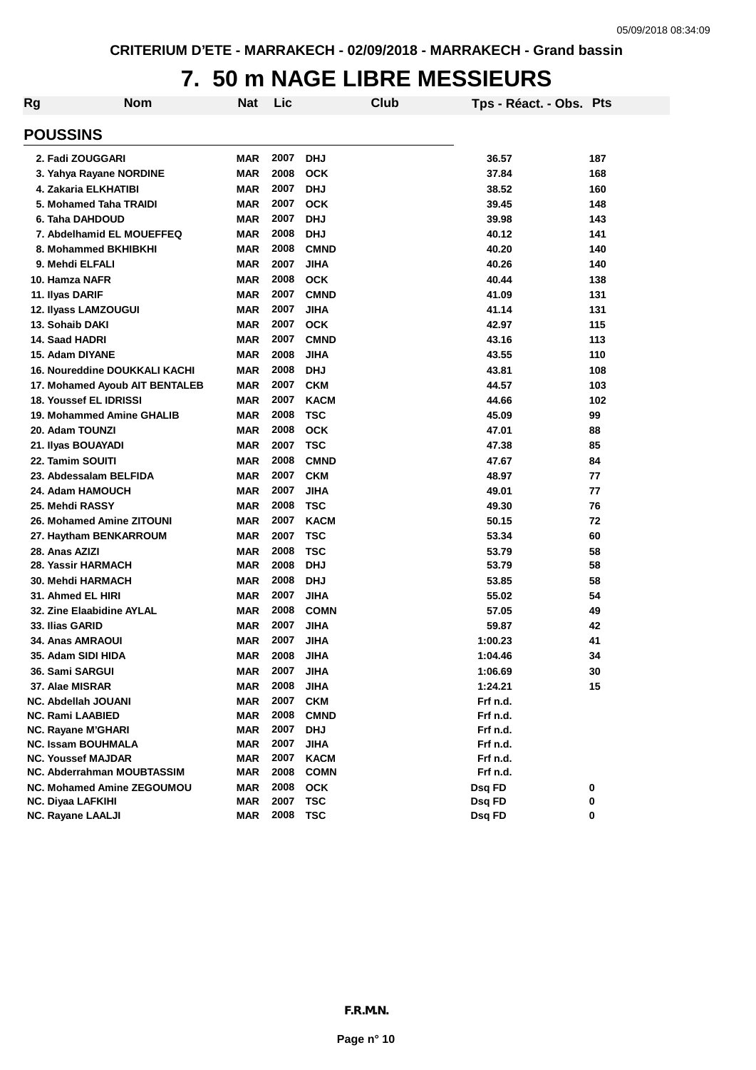CRITERIUM D'ETE - MARRAKECH - 02/09/2018 - MARRAKECH - Grand bassin

# 7. 50 m NAGE LIBRE MESSIEURS

## POUSSINS

| Rg | Nom | Nat | Lic | Club | Tps - Réact. - Obs. | Pts |
|---|---|---|---|---|---|---|
| 2. | Fadi ZOUGGARI | MAR | 2007 | DHJ | 36.57 | 187 |
| 3. | Yahya Rayane NORDINE | MAR | 2008 | OCK | 37.84 | 168 |
| 4. | Zakaria ELKHATIBI | MAR | 2007 | DHJ | 38.52 | 160 |
| 5. | Mohamed Taha TRAIDI | MAR | 2007 | OCK | 39.45 | 148 |
| 6. | Taha DAHDOUD | MAR | 2007 | DHJ | 39.98 | 143 |
| 7. | Abdelhamid EL MOUEFFEQ | MAR | 2008 | DHJ | 40.12 | 141 |
| 8. | Mohammed BKHIBKHI | MAR | 2008 | CMND | 40.20 | 140 |
| 9. | Mehdi ELFALI | MAR | 2007 | JIHA | 40.26 | 140 |
| 10. | Hamza NAFR | MAR | 2008 | OCK | 40.44 | 138 |
| 11. | Ilyas DARIF | MAR | 2007 | CMND | 41.09 | 131 |
| 12. | Ilyass LAMZOUGUI | MAR | 2007 | JIHA | 41.14 | 131 |
| 13. | Sohaib DAKI | MAR | 2007 | OCK | 42.97 | 115 |
| 14. | Saad HADRI | MAR | 2007 | CMND | 43.16 | 113 |
| 15. | Adam DIYANE | MAR | 2008 | JIHA | 43.55 | 110 |
| 16. | Noureddine DOUKKALI KACHI | MAR | 2008 | DHJ | 43.81 | 108 |
| 17. | Mohamed Ayoub AIT BENTALEB | MAR | 2007 | CKM | 44.57 | 103 |
| 18. | Youssef EL IDRISSI | MAR | 2007 | KACM | 44.66 | 102 |
| 19. | Mohammed Amine GHALIB | MAR | 2008 | TSC | 45.09 | 99 |
| 20. | Adam TOUNZI | MAR | 2008 | OCK | 47.01 | 88 |
| 21. | Ilyas BOUAYADI | MAR | 2007 | TSC | 47.38 | 85 |
| 22. | Tamim SOUITI | MAR | 2008 | CMND | 47.67 | 84 |
| 23. | Abdessalam BELFIDA | MAR | 2007 | CKM | 48.97 | 77 |
| 24. | Adam HAMOUCH | MAR | 2007 | JIHA | 49.01 | 77 |
| 25. | Mehdi RASSY | MAR | 2008 | TSC | 49.30 | 76 |
| 26. | Mohamed Amine ZITOUNI | MAR | 2007 | KACM | 50.15 | 72 |
| 27. | Haytham BENKARROUM | MAR | 2007 | TSC | 53.34 | 60 |
| 28. | Anas AZIZI | MAR | 2008 | TSC | 53.79 | 58 |
| 28. | Yassir HARMACH | MAR | 2008 | DHJ | 53.79 | 58 |
| 30. | Mehdi HARMACH | MAR | 2008 | DHJ | 53.85 | 58 |
| 31. | Ahmed EL HIRI | MAR | 2007 | JIHA | 55.02 | 54 |
| 32. | Zine Elaabidine AYLAL | MAR | 2008 | COMN | 57.05 | 49 |
| 33. | Ilias GARID | MAR | 2007 | JIHA | 59.87 | 42 |
| 34. | Anas AMRAOUI | MAR | 2007 | JIHA | 1:00.23 | 41 |
| 35. | Adam SIDI HIDA | MAR | 2008 | JIHA | 1:04.46 | 34 |
| 36. | Sami SARGUI | MAR | 2007 | JIHA | 1:06.69 | 30 |
| 37. | Alae MISRAR | MAR | 2008 | JIHA | 1:24.21 | 15 |
| NC. | Abdellah JOUANI | MAR | 2007 | CKM | Frf n.d. | |
| NC. | Rami LAABIED | MAR | 2008 | CMND | Frf n.d. | |
| NC. | Rayane M'GHARI | MAR | 2007 | DHJ | Frf n.d. | |
| NC. | Issam BOUHMALA | MAR | 2007 | JIHA | Frf n.d. | |
| NC. | Youssef MAJDAR | MAR | 2007 | KACM | Frf n.d. | |
| NC. | Abderrahman MOUBTASSIM | MAR | 2008 | COMN | Frf n.d. | |
| NC. | Mohamed Amine ZEGOUMOU | MAR | 2008 | OCK | Dsq FD | 0 |
| NC. | Diyaa LAFKIHI | MAR | 2007 | TSC | Dsq FD | 0 |
| NC. | Rayane LAALJI | MAR | 2008 | TSC | Dsq FD | 0 |

F.R.M.N.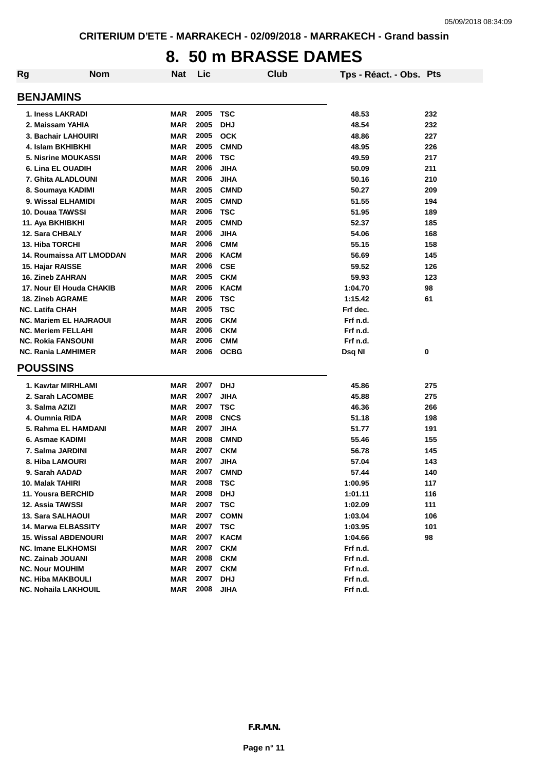CRITERIUM D'ETE - MARRAKECH - 02/09/2018 - MARRAKECH - Grand bassin

# 8. 50 m BRASSE DAMES

| Rg | Nom | Nat | Lic | Club | Tps - Réact. - Obs. | Pts |
|---|---|---|---|---|---|---|
| **BENJAMINS** | | | | | | |
| 1. | Iness LAKRADI | MAR | 2005 | TSC | 48.53 | 232 |
| 2. | Maissam YAHIA | MAR | 2005 | DHJ | 48.54 | 232 |
| 3. | Bachair LAHOUIRI | MAR | 2005 | OCK | 48.86 | 227 |
| 4. | Islam BKHIBKHI | MAR | 2005 | CMND | 48.95 | 226 |
| 5. | Nisrine MOUKASSI | MAR | 2006 | TSC | 49.59 | 217 |
| 6. | Lina EL OUADIH | MAR | 2006 | JIHA | 50.09 | 211 |
| 7. | Ghita ALADLOUNI | MAR | 2006 | JIHA | 50.16 | 210 |
| 8. | Soumaya KADIMI | MAR | 2005 | CMND | 50.27 | 209 |
| 9. | Wissal ELHAMIDI | MAR | 2005 | CMND | 51.55 | 194 |
| 10. | Douaa TAWSSI | MAR | 2006 | TSC | 51.95 | 189 |
| 11. | Aya BKHIBKHI | MAR | 2005 | CMND | 52.37 | 185 |
| 12. | Sara CHBALY | MAR | 2006 | JIHA | 54.06 | 168 |
| 13. | Hiba TORCHI | MAR | 2006 | CMM | 55.15 | 158 |
| 14. | Roumaissa AIT LMODDAN | MAR | 2006 | KACM | 56.69 | 145 |
| 15. | Hajar RAISSE | MAR | 2006 | CSE | 59.52 | 126 |
| 16. | Zineb ZAHRAN | MAR | 2005 | CKM | 59.93 | 123 |
| 17. | Nour El Houda CHAKIB | MAR | 2006 | KACM | 1:04.70 | 98 |
| 18. | Zineb AGRAME | MAR | 2006 | TSC | 1:15.42 | 61 |
| NC. | Latifa CHAH | MAR | 2005 | TSC | Frf dec. | |
| NC. | Mariem EL HAJRAOUI | MAR | 2006 | CKM | Frf n.d. | |
| NC. | Meriem FELLAHI | MAR | 2006 | CKM | Frf n.d. | |
| NC. | Rokia FANSOUNI | MAR | 2006 | CMM | Frf n.d. | |
| NC. | Rania LAMHIMER | MAR | 2006 | OCBG | Dsq NI | 0 |
| **POUSSINS** | | | | | | |
| 1. | Kawtar MIRHLAMI | MAR | 2007 | DHJ | 45.86 | 275 |
| 2. | Sarah LACOMBE | MAR | 2007 | JIHA | 45.88 | 275 |
| 3. | Salma AZIZI | MAR | 2007 | TSC | 46.36 | 266 |
| 4. | Oumnia RIDA | MAR | 2008 | CNCS | 51.18 | 198 |
| 5. | Rahma EL HAMDANI | MAR | 2007 | JIHA | 51.77 | 191 |
| 6. | Asmae KADIMI | MAR | 2008 | CMND | 55.46 | 155 |
| 7. | Salma JARDINI | MAR | 2007 | CKM | 56.78 | 145 |
| 8. | Hiba LAMOURI | MAR | 2007 | JIHA | 57.04 | 143 |
| 9. | Sarah AADAD | MAR | 2007 | CMND | 57.44 | 140 |
| 10. | Malak TAHIRI | MAR | 2008 | TSC | 1:00.95 | 117 |
| 11. | Yousra BERCHID | MAR | 2008 | DHJ | 1:01.11 | 116 |
| 12. | Assia TAWSSI | MAR | 2007 | TSC | 1:02.09 | 111 |
| 13. | Sara SALHAOUI | MAR | 2007 | COMN | 1:03.04 | 106 |
| 14. | Marwa ELBASSITY | MAR | 2007 | TSC | 1:03.95 | 101 |
| 15. | Wissal ABDENOURI | MAR | 2007 | KACM | 1:04.66 | 98 |
| NC. | Imane ELKHOMSI | MAR | 2007 | CKM | Frf n.d. | |
| NC. | Zainab JOUANI | MAR | 2008 | CKM | Frf n.d. | |
| NC. | Nour MOUHIM | MAR | 2007 | CKM | Frf n.d. | |
| NC. | Hiba MAKBOULI | MAR | 2007 | DHJ | Frf n.d. | |
| NC. | Nohaila LAKHOUIL | MAR | 2008 | JIHA | Frf n.d. | |

F.R.M.N.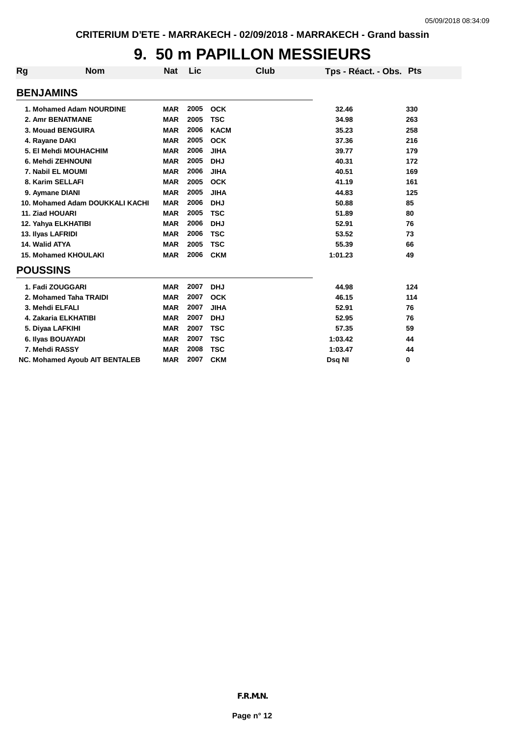# 9. 50 m PAPILLON MESSIEURS

| Rg | Nom | Nat | Lic | Club | Tps - Réact. - Obs. | Pts |
|---|---|---|---|---|---|---|
| **BENJAMINS** | | | | | | |
| 1. | Mohamed Adam NOURDINE | MAR | 2005 | OCK | 32.46 | 330 |
| 2. | Amr BENATMANE | MAR | 2005 | TSC | 34.98 | 263 |
| 3. | Mouad BENGUIRA | MAR | 2006 | KACM | 35.23 | 258 |
| 4. | Rayane DAKI | MAR | 2005 | OCK | 37.36 | 216 |
| 5. | El Mehdi MOUHACHIM | MAR | 2006 | JIHA | 39.77 | 179 |
| 6. | Mehdi ZEHNOUNI | MAR | 2005 | DHJ | 40.31 | 172 |
| 7. | Nabil EL MOUMI | MAR | 2006 | JIHA | 40.51 | 169 |
| 8. | Karim SELLAFI | MAR | 2005 | OCK | 41.19 | 161 |
| 9. | Aymane DIANI | MAR | 2005 | JIHA | 44.83 | 125 |
| 10. | Mohamed Adam DOUKKALI KACHI | MAR | 2006 | DHJ | 50.88 | 85 |
| 11. | Ziad HOUARI | MAR | 2005 | TSC | 51.89 | 80 |
| 12. | Yahya ELKHATIBI | MAR | 2006 | DHJ | 52.91 | 76 |
| 13. | Ilyas LAFRIDI | MAR | 2006 | TSC | 53.52 | 73 |
| 14. | Walid ATYA | MAR | 2005 | TSC | 55.39 | 66 |
| 15. | Mohamed KHOULAKI | MAR | 2006 | CKM | 1:01.23 | 49 |
| **POUSSINS** | | | | | | |
| 1. | Fadi ZOUGGARI | MAR | 2007 | DHJ | 44.98 | 124 |
| 2. | Mohamed Taha TRAIDI | MAR | 2007 | OCK | 46.15 | 114 |
| 3. | Mehdi ELFALI | MAR | 2007 | JIHA | 52.91 | 76 |
| 4. | Zakaria ELKHATIBI | MAR | 2007 | DHJ | 52.95 | 76 |
| 5. | Diyaa LAFKIHI | MAR | 2007 | TSC | 57.35 | 59 |
| 6. | Ilyas BOUAYADI | MAR | 2007 | TSC | 1:03.42 | 44 |
| 7. | Mehdi RASSY | MAR | 2008 | TSC | 1:03.47 | 44 |
| NC. | Mohamed Ayoub AIT BENTALEB | MAR | 2007 | CKM | Dsq NI | 0 |

F.R.M.N.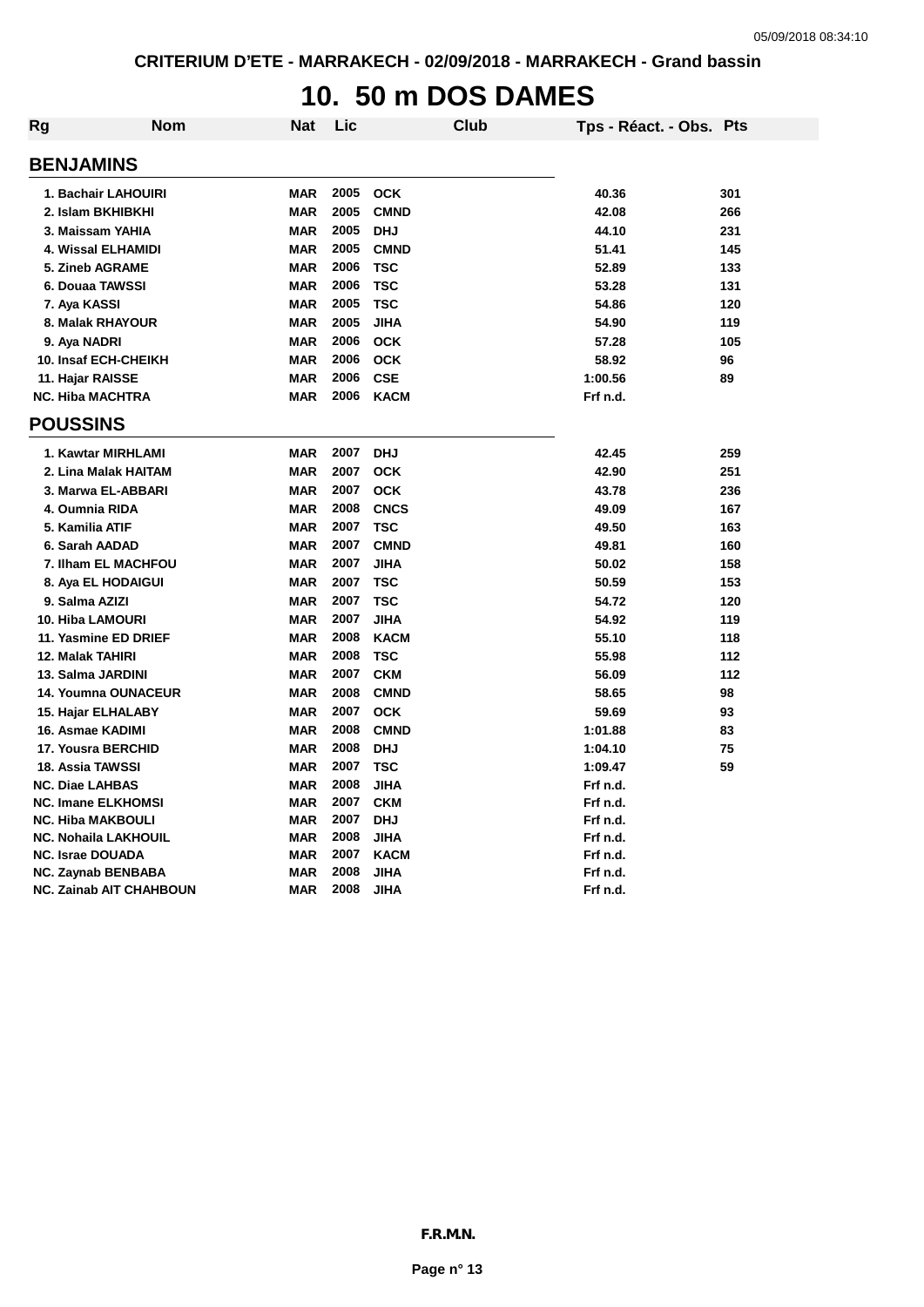CRITERIUM D'ETE - MARRAKECH - 02/09/2018 - MARRAKECH - Grand bassin

# 10. 50 m DOS DAMES

| Rg | Nom | Nat | Lic | Club | Tps - Réact. - Obs. | Pts |
|---|---|---|---|---|---|---|

## BENJAMINS

| Rg | Nom | Nat | Lic | Club | Tps - Réact. - Obs. | Pts |
|---|---|---|---|---|---|---|
| 1. | Bachair LAHOUIRI | MAR | 2005 | OCK | 40.36 | 301 |
| 2. | Islam BKHIBKHI | MAR | 2005 | CMND | 42.08 | 266 |
| 3. | Maissam YAHIA | MAR | 2005 | DHJ | 44.10 | 231 |
| 4. | Wissal ELHAMIDI | MAR | 2005 | CMND | 51.41 | 145 |
| 5. | Zineb AGRAME | MAR | 2006 | TSC | 52.89 | 133 |
| 6. | Douaa TAWSSI | MAR | 2006 | TSC | 53.28 | 131 |
| 7. | Aya KASSI | MAR | 2005 | TSC | 54.86 | 120 |
| 8. | Malak RHAYOUR | MAR | 2005 | JIHA | 54.90 | 119 |
| 9. | Aya NADRI | MAR | 2006 | OCK | 57.28 | 105 |
| 10. | Insaf ECH-CHEIKH | MAR | 2006 | OCK | 58.92 | 96 |
| 11. | Hajar RAISSE | MAR | 2006 | CSE | 1:00.56 | 89 |
| NC. | Hiba MACHTRA | MAR | 2006 | KACM | Frf n.d. | |

## POUSSINS

| Rg | Nom | Nat | Lic | Club | Tps - Réact. - Obs. | Pts |
|---|---|---|---|---|---|---|
| 1. | Kawtar MIRHLAMI | MAR | 2007 | DHJ | 42.45 | 259 |
| 2. | Lina Malak HAITAM | MAR | 2007 | OCK | 42.90 | 251 |
| 3. | Marwa EL-ABBARI | MAR | 2007 | OCK | 43.78 | 236 |
| 4. | Oumnia RIDA | MAR | 2008 | CNCS | 49.09 | 167 |
| 5. | Kamilia ATIF | MAR | 2007 | TSC | 49.50 | 163 |
| 6. | Sarah AADAD | MAR | 2007 | CMND | 49.81 | 160 |
| 7. | Ilham EL MACHFOU | MAR | 2007 | JIHA | 50.02 | 158 |
| 8. | Aya EL HODAIGUI | MAR | 2007 | TSC | 50.59 | 153 |
| 9. | Salma AZIZI | MAR | 2007 | TSC | 54.72 | 120 |
| 10. | Hiba LAMOURI | MAR | 2007 | JIHA | 54.92 | 119 |
| 11. | Yasmine ED DRIEF | MAR | 2008 | KACM | 55.10 | 118 |
| 12. | Malak TAHIRI | MAR | 2008 | TSC | 55.98 | 112 |
| 13. | Salma JARDINI | MAR | 2007 | CKM | 56.09 | 112 |
| 14. | Youmna OUNACEUR | MAR | 2008 | CMND | 58.65 | 98 |
| 15. | Hajar ELHALABY | MAR | 2007 | OCK | 59.69 | 93 |
| 16. | Asmae KADIMI | MAR | 2008 | CMND | 1:01.88 | 83 |
| 17. | Yousra BERCHID | MAR | 2008 | DHJ | 1:04.10 | 75 |
| 18. | Assia TAWSSI | MAR | 2007 | TSC | 1:09.47 | 59 |
| NC. | Diae LAHBAS | MAR | 2008 | JIHA | Frf n.d. | |
| NC. | Imane ELKHOMSI | MAR | 2007 | CKM | Frf n.d. | |
| NC. | Hiba MAKBOULI | MAR | 2007 | DHJ | Frf n.d. | |
| NC. | Nohaila LAKHOUIL | MAR | 2008 | JIHA | Frf n.d. | |
| NC. | Israe DOUADA | MAR | 2007 | KACM | Frf n.d. | |
| NC. | Zaynab BENBABA | MAR | 2008 | JIHA | Frf n.d. | |
| NC. | Zainab AIT CHAHBOUN | MAR | 2008 | JIHA | Frf n.d. | |

F.R.M.N.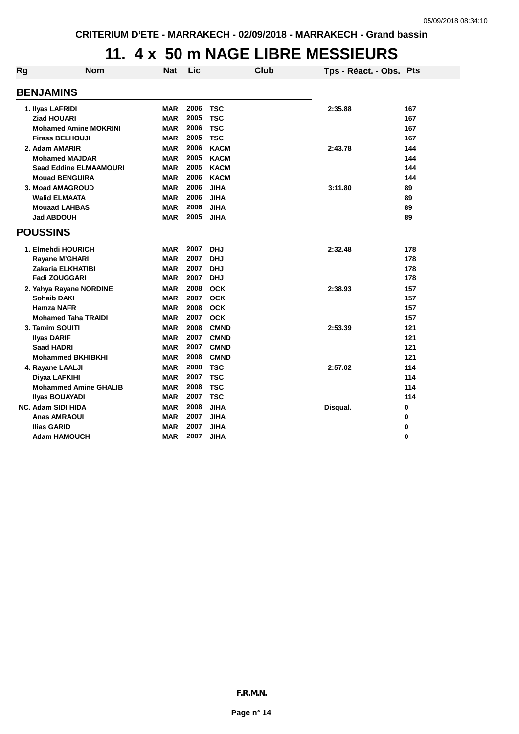CRITERIUM D'ETE - MARRAKECH - 02/09/2018 - MARRAKECH - Grand bassin

# 11. 4 x 50 m NAGE LIBRE MESSIEURS

| Rg | Nom | Nat | Lic | Club | Tps - Réact. - Obs. | Pts |
|---|---|---|---|---|---|---|
| **BENJAMINS** | | | | | | |
| 1. | Ilyas LAFRIDI | MAR | 2006 | TSC | 2:35.88 | 167 |
| | Ziad HOUARI | MAR | 2005 | TSC | | 167 |
| | Mohamed Amine MOKRINI | MAR | 2006 | TSC | | 167 |
| | Firass BELHOUJI | MAR | 2005 | TSC | | 167 |
| 2. | Adam AMARIR | MAR | 2006 | KACM | 2:43.78 | 144 |
| | Mohamed MAJDAR | MAR | 2005 | KACM | | 144 |
| | Saad Eddine ELMAAMOURI | MAR | 2005 | KACM | | 144 |
| | Mouad BENGUIRA | MAR | 2006 | KACM | | 144 |
| 3. | Moad AMAGROUD | MAR | 2006 | JIHA | 3:11.80 | 89 |
| | Walid ELMAATA | MAR | 2006 | JIHA | | 89 |
| | Mouaad LAHBAS | MAR | 2006 | JIHA | | 89 |
| | Jad ABDOUH | MAR | 2005 | JIHA | | 89 |
| **POUSSINS** | | | | | | |
| 1. | Elmehdi HOURICH | MAR | 2007 | DHJ | 2:32.48 | 178 |
| | Rayane M'GHARI | MAR | 2007 | DHJ | | 178 |
| | Zakaria ELKHATIBI | MAR | 2007 | DHJ | | 178 |
| | Fadi ZOUGGARI | MAR | 2007 | DHJ | | 178 |
| 2. | Yahya Rayane NORDINE | MAR | 2008 | OCK | 2:38.93 | 157 |
| | Sohaib DAKI | MAR | 2007 | OCK | | 157 |
| | Hamza NAFR | MAR | 2008 | OCK | | 157 |
| | Mohamed Taha TRAIDI | MAR | 2007 | OCK | | 157 |
| 3. | Tamim SOUITI | MAR | 2008 | CMND | 2:53.39 | 121 |
| | Ilyas DARIF | MAR | 2007 | CMND | | 121 |
| | Saad HADRI | MAR | 2007 | CMND | | 121 |
| | Mohammed BKHIBKHI | MAR | 2008 | CMND | | 121 |
| 4. | Rayane LAALJI | MAR | 2008 | TSC | 2:57.02 | 114 |
| | Diyaa LAFKIHI | MAR | 2007 | TSC | | 114 |
| | Mohammed Amine GHALIB | MAR | 2008 | TSC | | 114 |
| | Ilyas BOUAYADI | MAR | 2007 | TSC | | 114 |
| NC. | Adam SIDI HIDA | MAR | 2008 | JIHA | Disqual. | 0 |
| | Anas AMRAOUI | MAR | 2007 | JIHA | | 0 |
| | Ilias GARID | MAR | 2007 | JIHA | | 0 |
| | Adam HAMOUCH | MAR | 2007 | JIHA | | 0 |

F.R.M.N.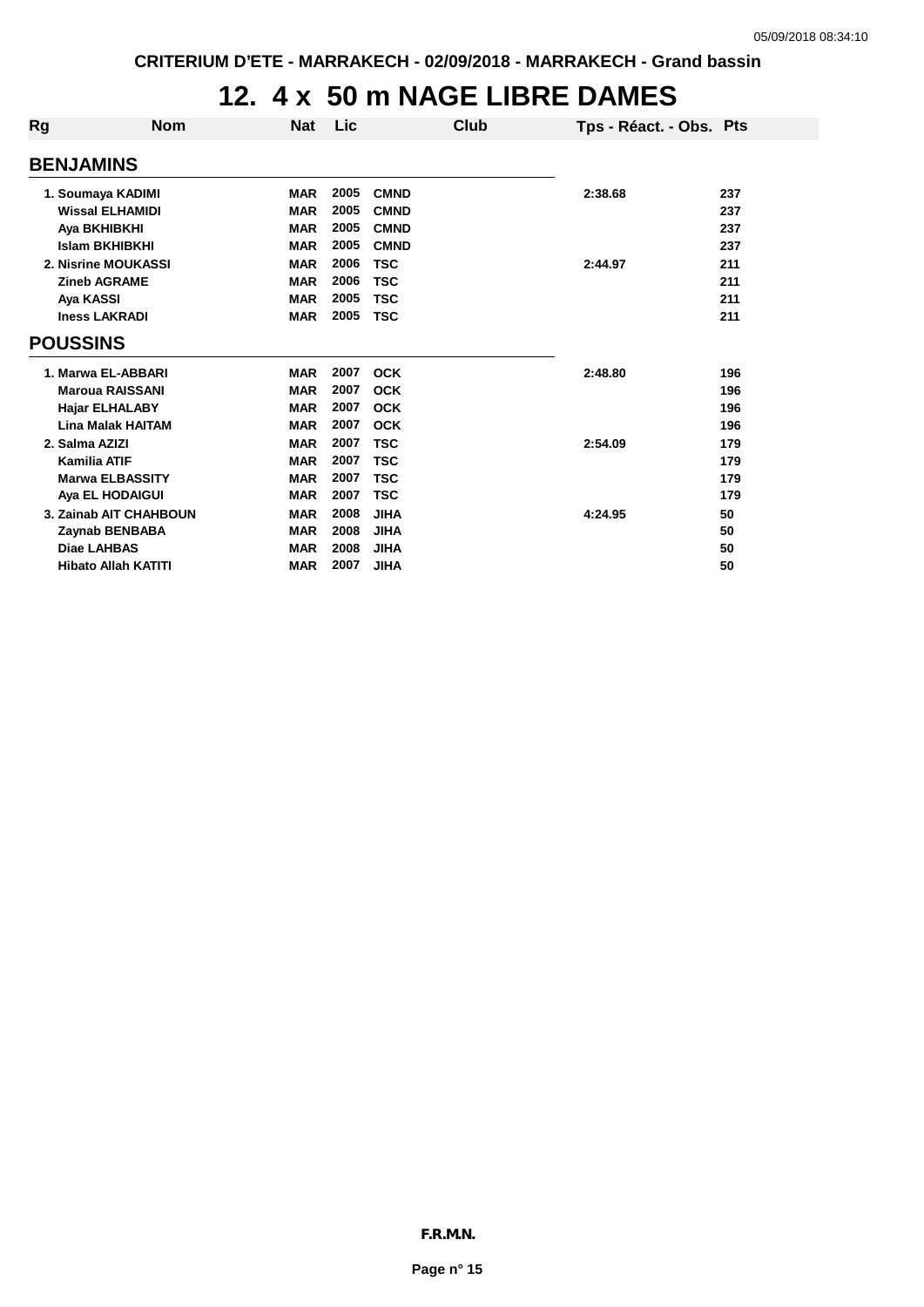# 12. 4 x 50 m NAGE LIBRE DAMES

| Rg | Nom | Nat | Lic | Club | Tps - Réact. - Obs. | Pts |
|---|---|---|---|---|---|---|

## BENJAMINS

| Rg | Nom | Nat | Lic | Club | Tps - Réact. - Obs. | Pts |
|---|---|---|---|---|---|---|
| 1. | Soumaya KADIMI | MAR | 2005 | CMND | 2:38.68 | 237 |
| | Wissal ELHAMIDI | MAR | 2005 | CMND | | 237 |
| | Aya BKHIBKHI | MAR | 2005 | CMND | | 237 |
| | Islam BKHIBKHI | MAR | 2005 | CMND | | 237 |
| 2. | Nisrine MOUKASSI | MAR | 2006 | TSC | 2:44.97 | 211 |
| | Zineb AGRAME | MAR | 2006 | TSC | | 211 |
| | Aya KASSI | MAR | 2005 | TSC | | 211 |
| | Iness LAKRADI | MAR | 2005 | TSC | | 211 |

## POUSSINS

| Rg | Nom | Nat | Lic | Club | Tps - Réact. - Obs. | Pts |
|---|---|---|---|---|---|---|
| 1. | Marwa EL-ABBARI | MAR | 2007 | OCK | 2:48.80 | 196 |
| | Maroua RAISSANI | MAR | 2007 | OCK | | 196 |
| | Hajar ELHALABY | MAR | 2007 | OCK | | 196 |
| | Lina Malak HAITAM | MAR | 2007 | OCK | | 196 |
| 2. | Salma AZIZI | MAR | 2007 | TSC | 2:54.09 | 179 |
| | Kamilia ATIF | MAR | 2007 | TSC | | 179 |
| | Marwa ELBASSITY | MAR | 2007 | TSC | | 179 |
| | Aya EL HODAIGUI | MAR | 2007 | TSC | | 179 |
| 3. | Zainab AIT CHAHBOUN | MAR | 2008 | JIHA | 4:24.95 | 50 |
| | Zaynab BENBABA | MAR | 2008 | JIHA | | 50 |
| | Diae LAHBAS | MAR | 2008 | JIHA | | 50 |
| | Hibato Allah KATITI | MAR | 2007 | JIHA | | 50 |

F.R.M.N.